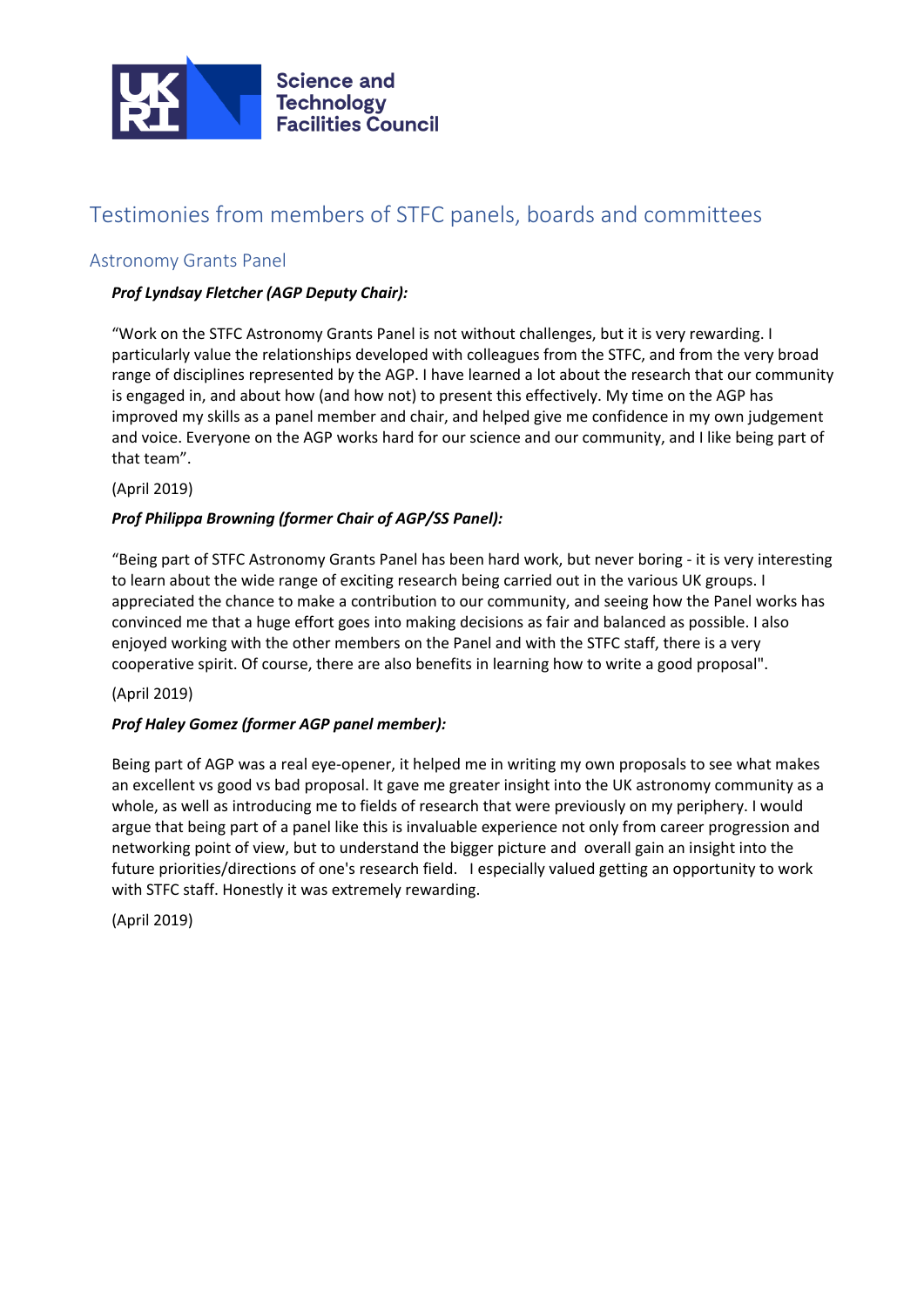# Testimonies from members of STFC panels, boards and committees

## Astronomy Grants Panel

***Prof Lyndsay Fletcher (AGP Deputy Chair):***

"Work on the STFC Astronomy Grants Panel is not without challenges, but it is very rewarding. I particularly value the relationships developed with colleagues from the STFC, and from the very broad range of disciplines represented by the AGP. I have learned a lot about the research that our community is engaged in, and about how (and how not) to present this effectively. My time on the AGP has improved my skills as a panel member and chair, and helped give me confidence in my own judgement and voice. Everyone on the AGP works hard for our science and our community, and I like being part of that team".

(April 2019)

***Prof Philippa Browning (former Chair of AGP/SS Panel):***

"Being part of STFC Astronomy Grants Panel has been hard work, but never boring - it is very interesting to learn about the wide range of exciting research being carried out in the various UK groups. I appreciated the chance to make a contribution to our community, and seeing how the Panel works has convinced me that a huge effort goes into making decisions as fair and balanced as possible. I also enjoyed working with the other members on the Panel and with the STFC staff, there is a very cooperative spirit. Of course, there are also benefits in learning how to write a good proposal".

(April 2019)

***Prof Haley Gomez (former AGP panel member):***

Being part of AGP was a real eye-opener, it helped me in writing my own proposals to see what makes an excellent vs good vs bad proposal. It gave me greater insight into the UK astronomy community as a whole, as well as introducing me to fields of research that were previously on my periphery. I would argue that being part of a panel like this is invaluable experience not only from career progression and networking point of view, but to understand the bigger picture and overall gain an insight into the future priorities/directions of one's research field. I especially valued getting an opportunity to work with STFC staff. Honestly it was extremely rewarding.

(April 2019)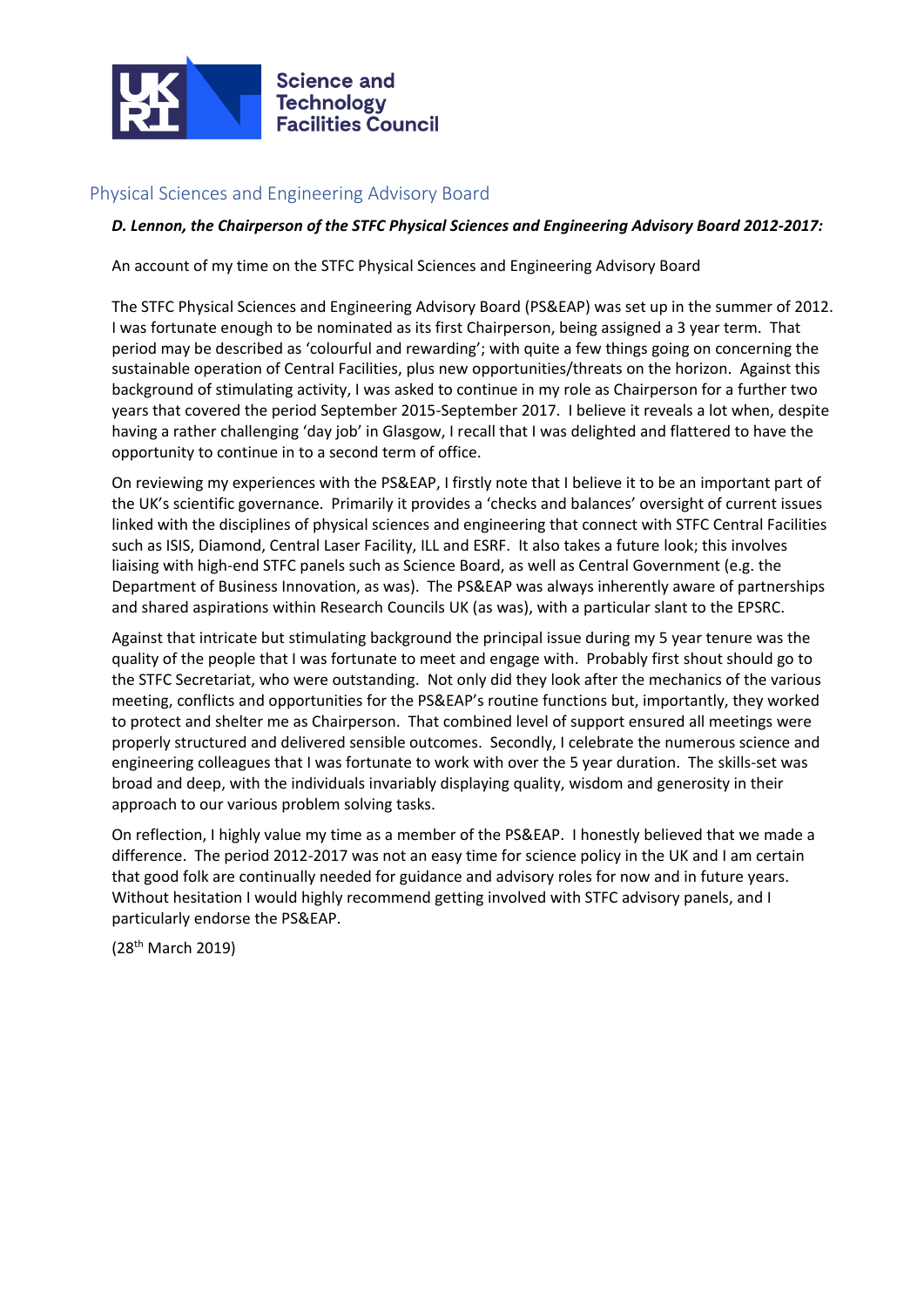## Physical Sciences and Engineering Advisory Board

***D. Lennon, the Chairperson of the STFC Physical Sciences and Engineering Advisory Board 2012-2017:***

An account of my time on the STFC Physical Sciences and Engineering Advisory Board

The STFC Physical Sciences and Engineering Advisory Board (PS&EAP) was set up in the summer of 2012. I was fortunate enough to be nominated as its first Chairperson, being assigned a 3 year term. That period may be described as 'colourful and rewarding'; with quite a few things going on concerning the sustainable operation of Central Facilities, plus new opportunities/threats on the horizon. Against this background of stimulating activity, I was asked to continue in my role as Chairperson for a further two years that covered the period September 2015-September 2017. I believe it reveals a lot when, despite having a rather challenging 'day job' in Glasgow, I recall that I was delighted and flattered to have the opportunity to continue in to a second term of office.

On reviewing my experiences with the PS&EAP, I firstly note that I believe it to be an important part of the UK's scientific governance. Primarily it provides a 'checks and balances' oversight of current issues linked with the disciplines of physical sciences and engineering that connect with STFC Central Facilities such as ISIS, Diamond, Central Laser Facility, ILL and ESRF. It also takes a future look; this involves liaising with high-end STFC panels such as Science Board, as well as Central Government (e.g. the Department of Business Innovation, as was). The PS&EAP was always inherently aware of partnerships and shared aspirations within Research Councils UK (as was), with a particular slant to the EPSRC.

Against that intricate but stimulating background the principal issue during my 5 year tenure was the quality of the people that I was fortunate to meet and engage with. Probably first shout should go to the STFC Secretariat, who were outstanding. Not only did they look after the mechanics of the various meeting, conflicts and opportunities for the PS&EAP's routine functions but, importantly, they worked to protect and shelter me as Chairperson. That combined level of support ensured all meetings were properly structured and delivered sensible outcomes. Secondly, I celebrate the numerous science and engineering colleagues that I was fortunate to work with over the 5 year duration. The skills-set was broad and deep, with the individuals invariably displaying quality, wisdom and generosity in their approach to our various problem solving tasks.

On reflection, I highly value my time as a member of the PS&EAP. I honestly believed that we made a difference. The period 2012-2017 was not an easy time for science policy in the UK and I am certain that good folk are continually needed for guidance and advisory roles for now and in future years. Without hesitation I would highly recommend getting involved with STFC advisory panels, and I particularly endorse the PS&EAP.

(28th March 2019)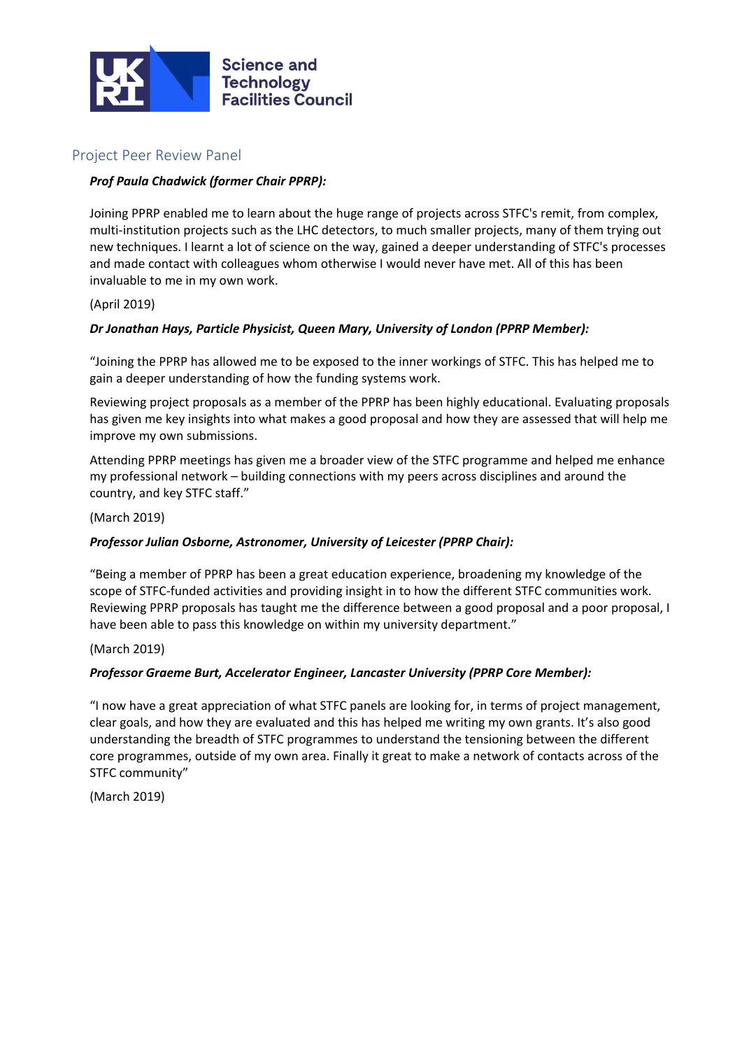## Project Peer Review Panel

***Prof Paula Chadwick (former Chair PPRP):***

Joining PPRP enabled me to learn about the huge range of projects across STFC's remit, from complex, multi-institution projects such as the LHC detectors, to much smaller projects, many of them trying out new techniques. I learnt a lot of science on the way, gained a deeper understanding of STFC's processes and made contact with colleagues whom otherwise I would never have met. All of this has been invaluable to me in my own work.

(April 2019)

***Dr Jonathan Hays, Particle Physicist, Queen Mary, University of London (PPRP Member):***

"Joining the PPRP has allowed me to be exposed to the inner workings of STFC. This has helped me to gain a deeper understanding of how the funding systems work.

Reviewing project proposals as a member of the PPRP has been highly educational. Evaluating proposals has given me key insights into what makes a good proposal and how they are assessed that will help me improve my own submissions.

Attending PPRP meetings has given me a broader view of the STFC programme and helped me enhance my professional network – building connections with my peers across disciplines and around the country, and key STFC staff."

(March 2019)

***Professor Julian Osborne, Astronomer, University of Leicester (PPRP Chair):***

"Being a member of PPRP has been a great education experience, broadening my knowledge of the scope of STFC-funded activities and providing insight in to how the different STFC communities work. Reviewing PPRP proposals has taught me the difference between a good proposal and a poor proposal, I have been able to pass this knowledge on within my university department."

(March 2019)

***Professor Graeme Burt, Accelerator Engineer, Lancaster University (PPRP Core Member):***

"I now have a great appreciation of what STFC panels are looking for, in terms of project management, clear goals, and how they are evaluated and this has helped me writing my own grants. It's also good understanding the breadth of STFC programmes to understand the tensioning between the different core programmes, outside of my own area. Finally it great to make a network of contacts across of the STFC community"

(March 2019)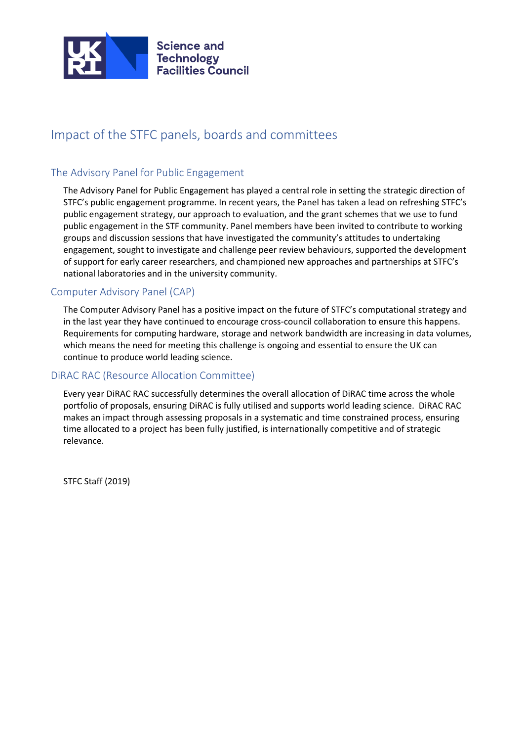Science and Technology Facilities Council

# Impact of the STFC panels, boards and committees

## The Advisory Panel for Public Engagement

The Advisory Panel for Public Engagement has played a central role in setting the strategic direction of STFC's public engagement programme. In recent years, the Panel has taken a lead on refreshing STFC's public engagement strategy, our approach to evaluation, and the grant schemes that we use to fund public engagement in the STF community. Panel members have been invited to contribute to working groups and discussion sessions that have investigated the community's attitudes to undertaking engagement, sought to investigate and challenge peer review behaviours, supported the development of support for early career researchers, and championed new approaches and partnerships at STFC's national laboratories and in the university community.

## Computer Advisory Panel (CAP)

The Computer Advisory Panel has a positive impact on the future of STFC's computational strategy and in the last year they have continued to encourage cross-council collaboration to ensure this happens. Requirements for computing hardware, storage and network bandwidth are increasing in data volumes, which means the need for meeting this challenge is ongoing and essential to ensure the UK can continue to produce world leading science.

## DiRAC RAC (Resource Allocation Committee)

Every year DiRAC RAC successfully determines the overall allocation of DiRAC time across the whole portfolio of proposals, ensuring DiRAC is fully utilised and supports world leading science. DiRAC RAC makes an impact through assessing proposals in a systematic and time constrained process, ensuring time allocated to a project has been fully justified, is internationally competitive and of strategic relevance.

STFC Staff (2019)